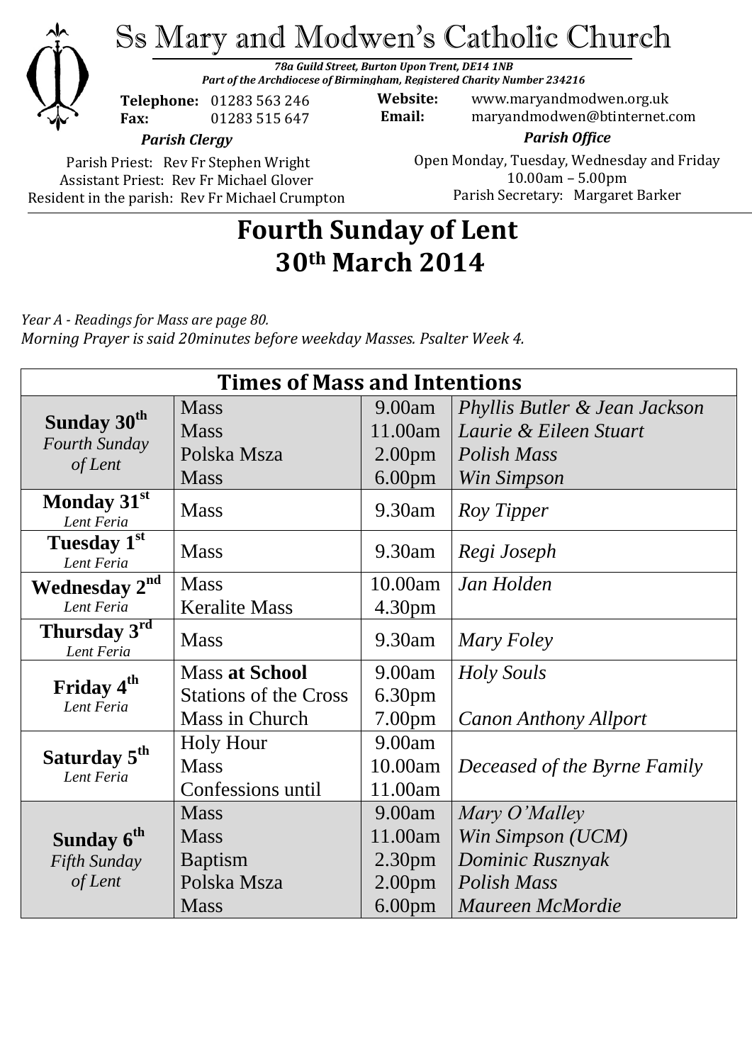# Ss Mary and Modwen's Catholic Church

***78a Guild Street, Burton Upon Trent, DE14 1NB***
***Part of the Archdiocese of Birmingham, Registered Charity Number 234216***

**Telephone:** 01283 563 246
**Fax:** 01283 515 647

**Website:** www.maryandmodwen.org.uk
**Email:** maryandmodwen@btinternet.com

***Parish Clergy***

Parish Priest: Rev Fr Stephen Wright
Assistant Priest: Rev Fr Michael Glover
Resident in the parish: Rev Fr Michael Crumpton

***Parish Office***

Open Monday, Tuesday, Wednesday and Friday
10.00am – 5.00pm
Parish Secretary: Margaret Barker

# Fourth Sunday of Lent
# 30th March 2014

*Year A - Readings for Mass are page 80.*
*Morning Prayer is said 20minutes before weekday Masses. Psalter Week 4.*

| Times of Mass and Intentions | | | |
|---|---|---|---|
| **Sunday 30th** *Fourth Sunday of Lent* | Mass | 9.00am | *Phyllis Butler & Jean Jackson* |
| | Mass | 11.00am | *Laurie & Eileen Stuart* |
| | Polska Msza | 2.00pm | *Polish Mass* |
| | Mass | 6.00pm | *Win Simpson* |
| **Monday 31st** *Lent Feria* | Mass | 9.30am | *Roy Tipper* |
| **Tuesday 1st** *Lent Feria* | Mass | 9.30am | *Regi Joseph* |
| **Wednesday 2nd** *Lent Feria* | Mass | 10.00am | *Jan Holden* |
| | Keralite Mass | 4.30pm | |
| **Thursday 3rd** *Lent Feria* | Mass | 9.30am | *Mary Foley* |
| **Friday 4th** *Lent Feria* | Mass **at School** | 9.00am | *Holy Souls* |
| | Stations of the Cross | 6.30pm | |
| | Mass in Church | 7.00pm | *Canon Anthony Allport* |
| **Saturday 5th** *Lent Feria* | Holy Hour | 9.00am | |
| | Mass | 10.00am | *Deceased of the Byrne Family* |
| | Confessions until | 11.00am | |
| **Sunday 6th** *Fifth Sunday of Lent* | Mass | 9.00am | *Mary O'Malley* |
| | Mass | 11.00am | *Win Simpson (UCM)* |
| | Baptism | 2.30pm | *Dominic Rusznyak* |
| | Polska Msza | 2.00pm | *Polish Mass* |
| | Mass | 6.00pm | *Maureen McMordie* |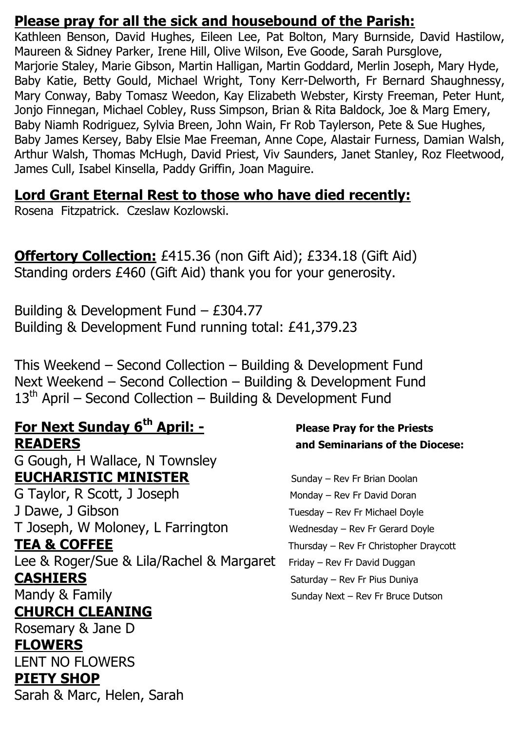## **Please pray for all the sick and housebound of the Parish:**

Kathleen Benson, David Hughes, Eileen Lee, Pat Bolton, Mary Burnside, David Hastilow, Maureen & Sidney Parker, Irene Hill, Olive Wilson, Eve Goode, Sarah Pursglove, Marjorie Staley, Marie Gibson, Martin Halligan, Martin Goddard, Merlin Joseph, Mary Hyde, Baby Katie, Betty Gould, Michael Wright, Tony Kerr-Delworth, Fr Bernard Shaughnessy, Mary Conway, Baby Tomasz Weedon, Kay Elizabeth Webster, Kirsty Freeman, Peter Hunt, Jonjo Finnegan, Michael Cobley, Russ Simpson, Brian & Rita Baldock, Joe & Marg Emery, Baby Niamh Rodriguez, Sylvia Breen, John Wain, Fr Rob Taylerson, Pete & Sue Hughes, Baby James Kersey, Baby Elsie Mae Freeman, Anne Cope, Alastair Furness, Damian Walsh, Arthur Walsh, Thomas McHugh, David Priest, Viv Saunders, Janet Stanley, Roz Fleetwood, James Cull, Isabel Kinsella, Paddy Griffin, Joan Maguire.

## **Lord Grant Eternal Rest to those who have died recently:**

Rosena Fitzpatrick. Czeslaw Kozlowski.

**Offertory Collection:** £415.36 (non Gift Aid); £334.18 (Gift Aid)
Standing orders £460 (Gift Aid) thank you for your generosity.

Building & Development Fund – £304.77
Building & Development Fund running total: £41,379.23

This Weekend – Second Collection – Building & Development Fund
Next Weekend – Second Collection – Building & Development Fund
13th April – Second Collection – Building & Development Fund

## **For Next Sunday 6th April: -**

**READERS**
G Gough, H Wallace, N Townsley

**EUCHARISTIC MINISTER**
G Taylor, R Scott, J Joseph
J Dawe, J Gibson
T Joseph, W Moloney, L Farrington

**TEA & COFFEE**
Lee & Roger/Sue & Lila/Rachel & Margaret

**CASHIERS**
Mandy & Family

**CHURCH CLEANING**
Rosemary & Jane D

**FLOWERS**
LENT NO FLOWERS

**PIETY SHOP**
Sarah & Marc, Helen, Sarah

**Please Pray for the Priests and Seminarians of the Diocese:**

Sunday – Rev Fr Brian Doolan
Monday – Rev Fr David Doran
Tuesday – Rev Fr Michael Doyle
Wednesday – Rev Fr Gerard Doyle
Thursday – Rev Fr Christopher Draycott
Friday – Rev Fr David Duggan
Saturday – Rev Fr Pius Duniya
Sunday Next – Rev Fr Bruce Dutson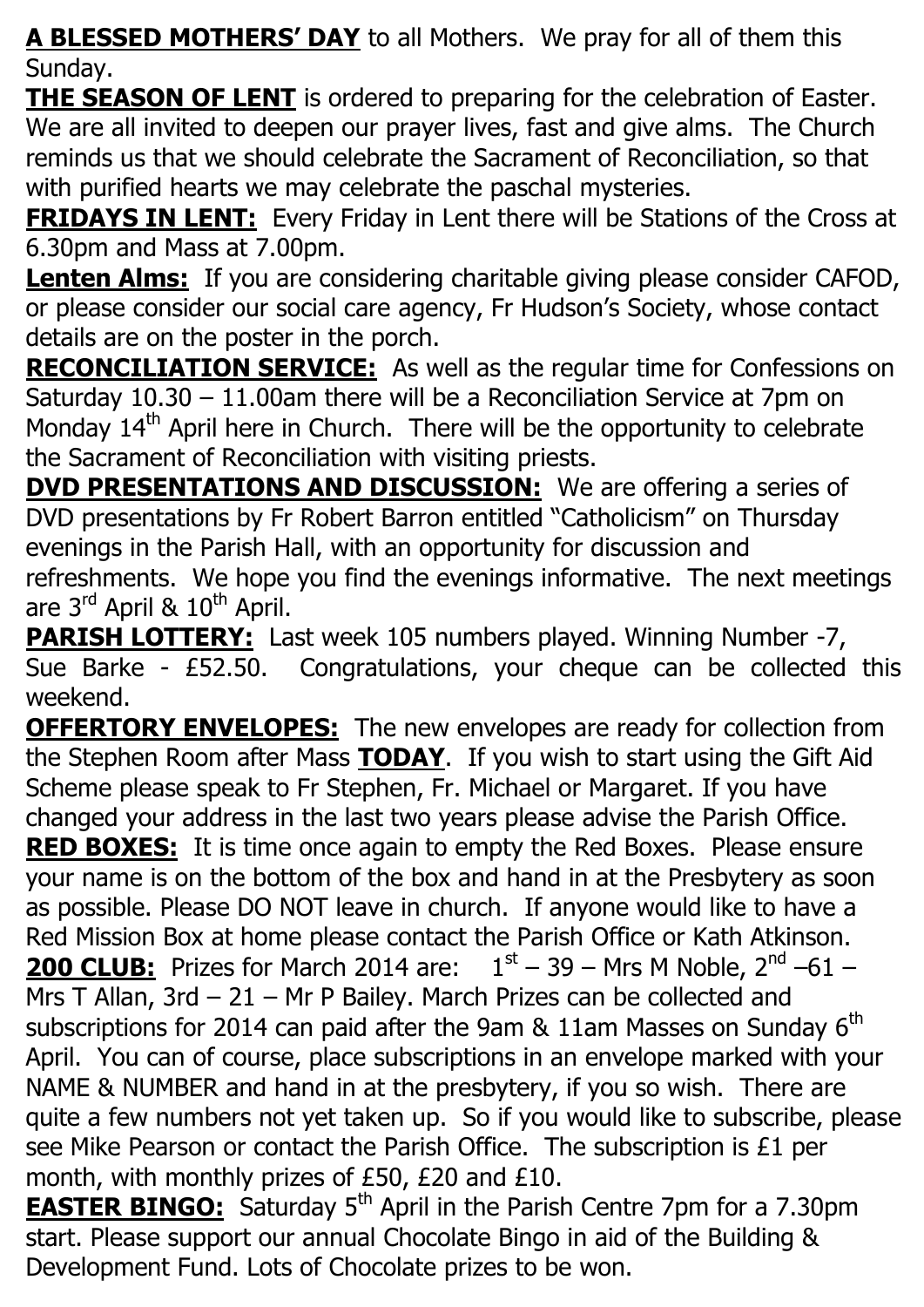**A BLESSED MOTHERS' DAY** to all Mothers. We pray for all of them this Sunday.

**THE SEASON OF LENT** is ordered to preparing for the celebration of Easter. We are all invited to deepen our prayer lives, fast and give alms. The Church reminds us that we should celebrate the Sacrament of Reconciliation, so that with purified hearts we may celebrate the paschal mysteries.

**FRIDAYS IN LENT:** Every Friday in Lent there will be Stations of the Cross at 6.30pm and Mass at 7.00pm.

**Lenten Alms:** If you are considering charitable giving please consider CAFOD, or please consider our social care agency, Fr Hudson's Society, whose contact details are on the poster in the porch.

**RECONCILIATION SERVICE:** As well as the regular time for Confessions on Saturday 10.30 – 11.00am there will be a Reconciliation Service at 7pm on Monday 14th April here in Church. There will be the opportunity to celebrate the Sacrament of Reconciliation with visiting priests.

**DVD PRESENTATIONS AND DISCUSSION:** We are offering a series of DVD presentations by Fr Robert Barron entitled "Catholicism" on Thursday evenings in the Parish Hall, with an opportunity for discussion and refreshments. We hope you find the evenings informative. The next meetings are 3rd April & 10th April.

**PARISH LOTTERY:** Last week 105 numbers played. Winning Number -7, Sue Barke - £52.50. Congratulations, your cheque can be collected this weekend.

**OFFERTORY ENVELOPES:** The new envelopes are ready for collection from the Stephen Room after Mass **TODAY**. If you wish to start using the Gift Aid Scheme please speak to Fr Stephen, Fr. Michael or Margaret. If you have changed your address in the last two years please advise the Parish Office.

**RED BOXES:** It is time once again to empty the Red Boxes. Please ensure your name is on the bottom of the box and hand in at the Presbytery as soon as possible. Please DO NOT leave in church. If anyone would like to have a Red Mission Box at home please contact the Parish Office or Kath Atkinson.

**200 CLUB:** Prizes for March 2014 are: 1st – 39 – Mrs M Noble, 2nd –61 – Mrs T Allan, 3rd – 21 – Mr P Bailey. March Prizes can be collected and subscriptions for 2014 can paid after the 9am & 11am Masses on Sunday 6th April. You can of course, place subscriptions in an envelope marked with your NAME & NUMBER and hand in at the presbytery, if you so wish. There are quite a few numbers not yet taken up. So if you would like to subscribe, please see Mike Pearson or contact the Parish Office. The subscription is £1 per month, with monthly prizes of £50, £20 and £10.

**EASTER BINGO:** Saturday 5th April in the Parish Centre 7pm for a 7.30pm start. Please support our annual Chocolate Bingo in aid of the Building & Development Fund. Lots of Chocolate prizes to be won.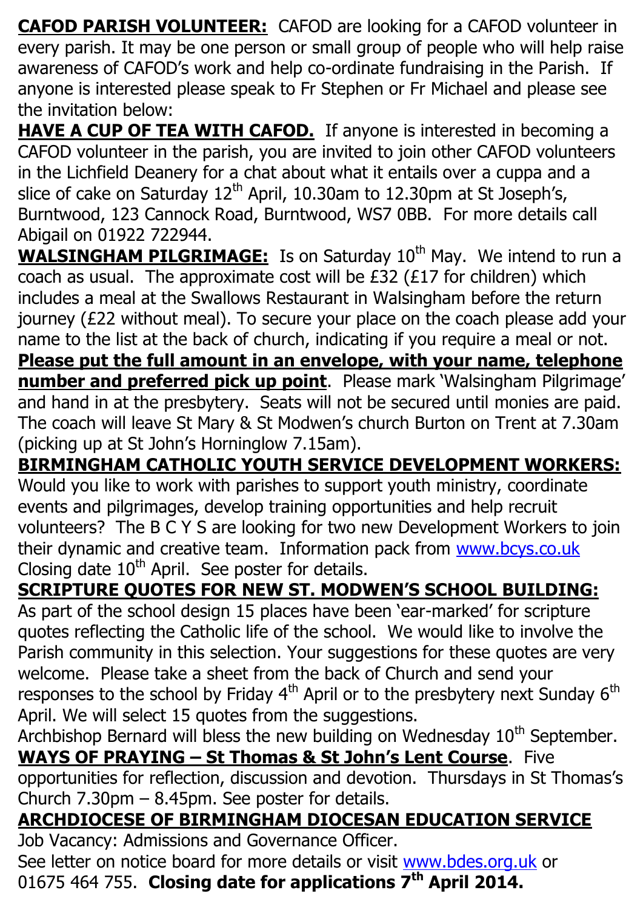**CAFOD PARISH VOLUNTEER:** CAFOD are looking for a CAFOD volunteer in every parish. It may be one person or small group of people who will help raise awareness of CAFOD's work and help co-ordinate fundraising in the Parish. If anyone is interested please speak to Fr Stephen or Fr Michael and please see the invitation below:

**HAVE A CUP OF TEA WITH CAFOD.** If anyone is interested in becoming a CAFOD volunteer in the parish, you are invited to join other CAFOD volunteers in the Lichfield Deanery for a chat about what it entails over a cuppa and a slice of cake on Saturday 12th April, 10.30am to 12.30pm at St Joseph's, Burntwood, 123 Cannock Road, Burntwood, WS7 0BB. For more details call Abigail on 01922 722944.

**WALSINGHAM PILGRIMAGE:** Is on Saturday 10th May. We intend to run a coach as usual. The approximate cost will be £32 (£17 for children) which includes a meal at the Swallows Restaurant in Walsingham before the return journey (£22 without meal). To secure your place on the coach please add your name to the list at the back of church, indicating if you require a meal or not. **Please put the full amount in an envelope, with your name, telephone number and preferred pick up point**. Please mark 'Walsingham Pilgrimage' and hand in at the presbytery. Seats will not be secured until monies are paid. The coach will leave St Mary & St Modwen's church Burton on Trent at 7.30am (picking up at St John's Horninglow 7.15am).

**BIRMINGHAM CATHOLIC YOUTH SERVICE DEVELOPMENT WORKERS:** Would you like to work with parishes to support youth ministry, coordinate events and pilgrimages, develop training opportunities and help recruit volunteers? The B C Y S are looking for two new Development Workers to join their dynamic and creative team. Information pack from www.bcys.co.uk Closing date 10th April. See poster for details.

**SCRIPTURE QUOTES FOR NEW ST. MODWEN'S SCHOOL BUILDING:** As part of the school design 15 places have been 'ear-marked' for scripture quotes reflecting the Catholic life of the school. We would like to involve the Parish community in this selection. Your suggestions for these quotes are very welcome. Please take a sheet from the back of Church and send your responses to the school by Friday 4th April or to the presbytery next Sunday 6th April. We will select 15 quotes from the suggestions.

Archbishop Bernard will bless the new building on Wednesday 10th September.

**WAYS OF PRAYING – St Thomas & St John's Lent Course**. Five opportunities for reflection, discussion and devotion. Thursdays in St Thomas's Church 7.30pm – 8.45pm. See poster for details.

**ARCHDIOCESE OF BIRMINGHAM DIOCESAN EDUCATION SERVICE**

Job Vacancy: Admissions and Governance Officer.

See letter on notice board for more details or visit www.bdes.org.uk or 01675 464 755. **Closing date for applications 7th April 2014.**